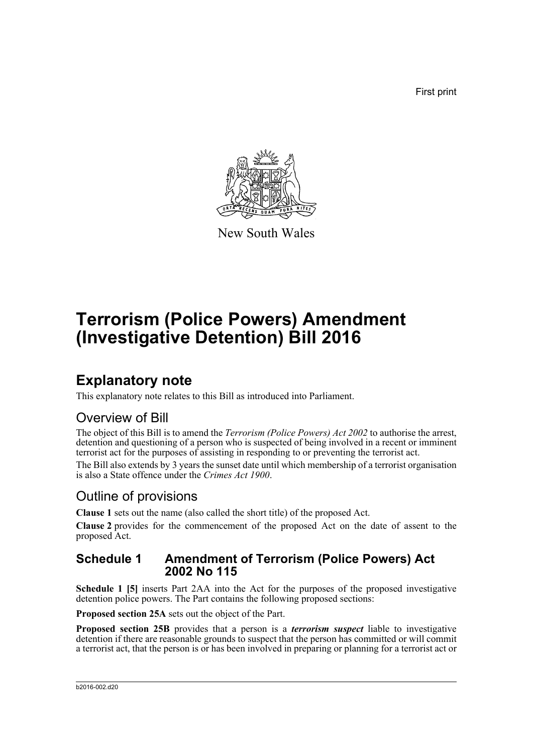First print

New South Wales

# Terrorism (Police Powers) Amendment (Investigative Detention) Bill 2016

## Explanatory note

This explanatory note relates to this Bill as introduced into Parliament.

### Overview of Bill

The object of this Bill is to amend the *Terrorism (Police Powers) Act 2002* to authorise the arrest, detention and questioning of a person who is suspected of being involved in a recent or imminent terrorist act for the purposes of assisting in responding to or preventing the terrorist act.

The Bill also extends by 3 years the sunset date until which membership of a terrorist organisation is also a State offence under the *Crimes Act 1900*.

### Outline of provisions

**Clause 1** sets out the name (also called the short title) of the proposed Act.

**Clause 2** provides for the commencement of the proposed Act on the date of assent to the proposed Act.

#### Schedule 1 Amendment of Terrorism (Police Powers) Act 2002 No 115

**Schedule 1 [5]** inserts Part 2AA into the Act for the purposes of the proposed investigative detention police powers. The Part contains the following proposed sections:

**Proposed section 25A** sets out the object of the Part.

**Proposed section 25B** provides that a person is a ***terrorism suspect*** liable to investigative detention if there are reasonable grounds to suspect that the person has committed or will commit a terrorist act, that the person is or has been involved in preparing or planning for a terrorist act or

b2016-002.d20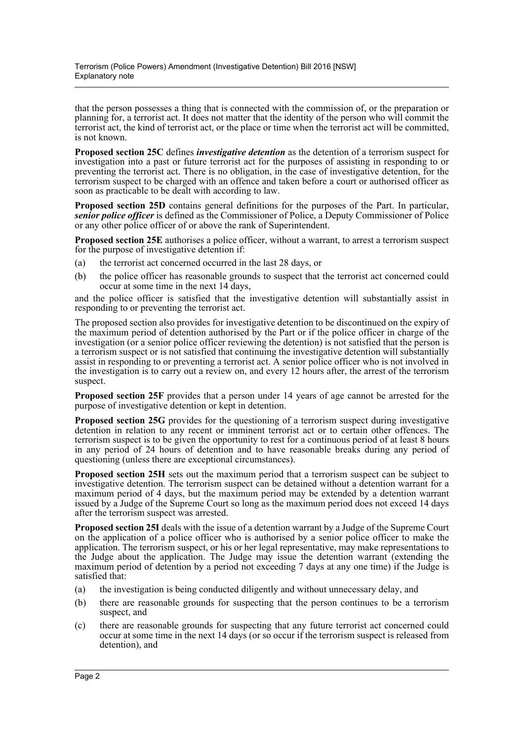that the person possesses a thing that is connected with the commission of, or the preparation or planning for, a terrorist act. It does not matter that the identity of the person who will commit the terrorist act, the kind of terrorist act, or the place or time when the terrorist act will be committed, is not known.

**Proposed section 25C** defines ***investigative detention*** as the detention of a terrorism suspect for investigation into a past or future terrorist act for the purposes of assisting in responding to or preventing the terrorist act. There is no obligation, in the case of investigative detention, for the terrorism suspect to be charged with an offence and taken before a court or authorised officer as soon as practicable to be dealt with according to law.

**Proposed section 25D** contains general definitions for the purposes of the Part. In particular, ***senior police officer*** is defined as the Commissioner of Police, a Deputy Commissioner of Police or any other police officer of or above the rank of Superintendent.

**Proposed section 25E** authorises a police officer, without a warrant, to arrest a terrorism suspect for the purpose of investigative detention if:

(a) the terrorist act concerned occurred in the last 28 days, or

(b) the police officer has reasonable grounds to suspect that the terrorist act concerned could occur at some time in the next 14 days,

and the police officer is satisfied that the investigative detention will substantially assist in responding to or preventing the terrorist act.

The proposed section also provides for investigative detention to be discontinued on the expiry of the maximum period of detention authorised by the Part or if the police officer in charge of the investigation (or a senior police officer reviewing the detention) is not satisfied that the person is a terrorism suspect or is not satisfied that continuing the investigative detention will substantially assist in responding to or preventing a terrorist act. A senior police officer who is not involved in the investigation is to carry out a review on, and every 12 hours after, the arrest of the terrorism suspect.

**Proposed section 25F** provides that a person under 14 years of age cannot be arrested for the purpose of investigative detention or kept in detention.

**Proposed section 25G** provides for the questioning of a terrorism suspect during investigative detention in relation to any recent or imminent terrorist act or to certain other offences. The terrorism suspect is to be given the opportunity to rest for a continuous period of at least 8 hours in any period of 24 hours of detention and to have reasonable breaks during any period of questioning (unless there are exceptional circumstances).

**Proposed section 25H** sets out the maximum period that a terrorism suspect can be subject to investigative detention. The terrorism suspect can be detained without a detention warrant for a maximum period of 4 days, but the maximum period may be extended by a detention warrant issued by a Judge of the Supreme Court so long as the maximum period does not exceed 14 days after the terrorism suspect was arrested.

**Proposed section 25I** deals with the issue of a detention warrant by a Judge of the Supreme Court on the application of a police officer who is authorised by a senior police officer to make the application. The terrorism suspect, or his or her legal representative, may make representations to the Judge about the application. The Judge may issue the detention warrant (extending the maximum period of detention by a period not exceeding 7 days at any one time) if the Judge is satisfied that:

(a) the investigation is being conducted diligently and without unnecessary delay, and

(b) there are reasonable grounds for suspecting that the person continues to be a terrorism suspect, and

(c) there are reasonable grounds for suspecting that any future terrorist act concerned could occur at some time in the next 14 days (or so occur if the terrorism suspect is released from detention), and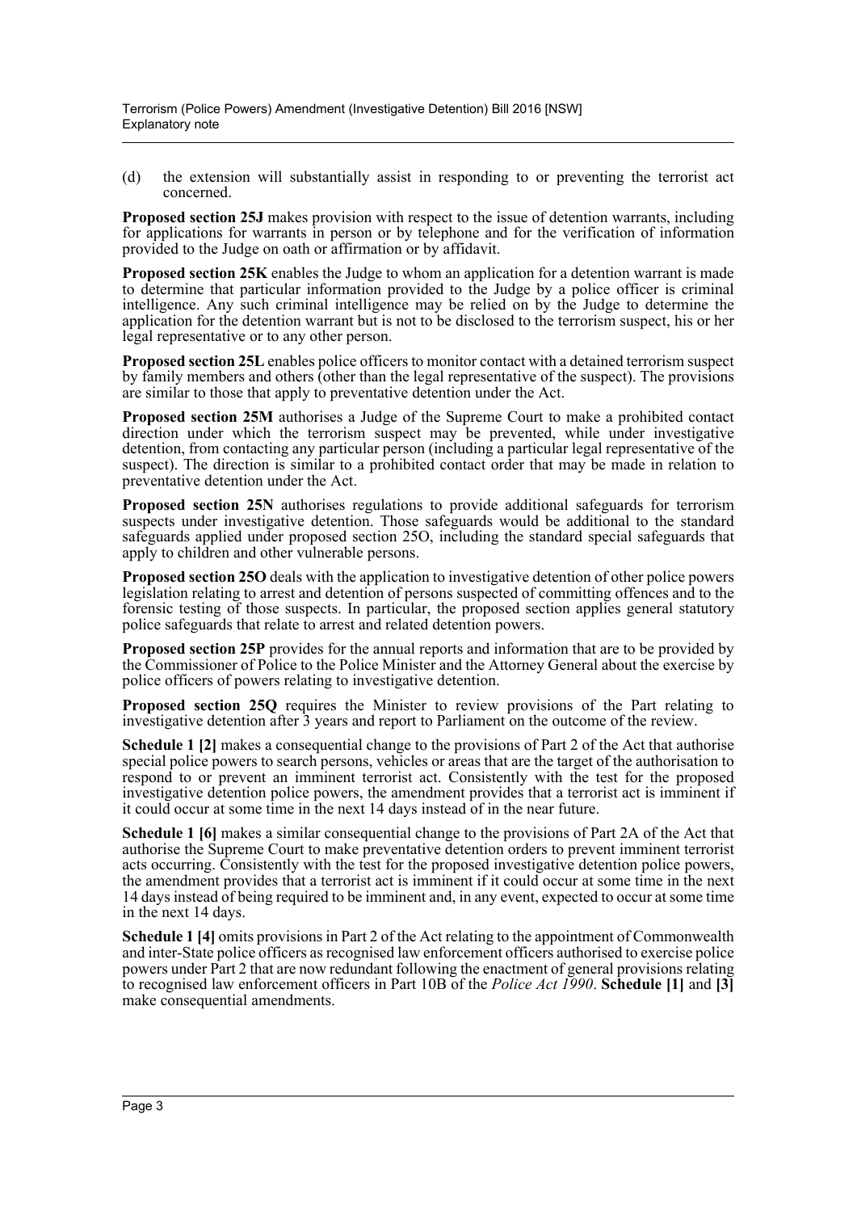(d) the extension will substantially assist in responding to or preventing the terrorist act concerned.

**Proposed section 25J** makes provision with respect to the issue of detention warrants, including for applications for warrants in person or by telephone and for the verification of information provided to the Judge on oath or affirmation or by affidavit.

**Proposed section 25K** enables the Judge to whom an application for a detention warrant is made to determine that particular information provided to the Judge by a police officer is criminal intelligence. Any such criminal intelligence may be relied on by the Judge to determine the application for the detention warrant but is not to be disclosed to the terrorism suspect, his or her legal representative or to any other person.

**Proposed section 25L** enables police officers to monitor contact with a detained terrorism suspect by family members and others (other than the legal representative of the suspect). The provisions are similar to those that apply to preventative detention under the Act.

**Proposed section 25M** authorises a Judge of the Supreme Court to make a prohibited contact direction under which the terrorism suspect may be prevented, while under investigative detention, from contacting any particular person (including a particular legal representative of the suspect). The direction is similar to a prohibited contact order that may be made in relation to preventative detention under the Act.

**Proposed section 25N** authorises regulations to provide additional safeguards for terrorism suspects under investigative detention. Those safeguards would be additional to the standard safeguards applied under proposed section 25O, including the standard special safeguards that apply to children and other vulnerable persons.

**Proposed section 25O** deals with the application to investigative detention of other police powers legislation relating to arrest and detention of persons suspected of committing offences and to the forensic testing of those suspects. In particular, the proposed section applies general statutory police safeguards that relate to arrest and related detention powers.

**Proposed section 25P** provides for the annual reports and information that are to be provided by the Commissioner of Police to the Police Minister and the Attorney General about the exercise by police officers of powers relating to investigative detention.

**Proposed section 25Q** requires the Minister to review provisions of the Part relating to investigative detention after 3 years and report to Parliament on the outcome of the review.

**Schedule 1 [2]** makes a consequential change to the provisions of Part 2 of the Act that authorise special police powers to search persons, vehicles or areas that are the target of the authorisation to respond to or prevent an imminent terrorist act. Consistently with the test for the proposed investigative detention police powers, the amendment provides that a terrorist act is imminent if it could occur at some time in the next 14 days instead of in the near future.

**Schedule 1 [6]** makes a similar consequential change to the provisions of Part 2A of the Act that authorise the Supreme Court to make preventative detention orders to prevent imminent terrorist acts occurring. Consistently with the test for the proposed investigative detention police powers, the amendment provides that a terrorist act is imminent if it could occur at some time in the next 14 days instead of being required to be imminent and, in any event, expected to occur at some time in the next 14 days.

**Schedule 1 [4]** omits provisions in Part 2 of the Act relating to the appointment of Commonwealth and inter-State police officers as recognised law enforcement officers authorised to exercise police powers under Part 2 that are now redundant following the enactment of general provisions relating to recognised law enforcement officers in Part 10B of the *Police Act 1990*. **Schedule [1]** and **[3]** make consequential amendments.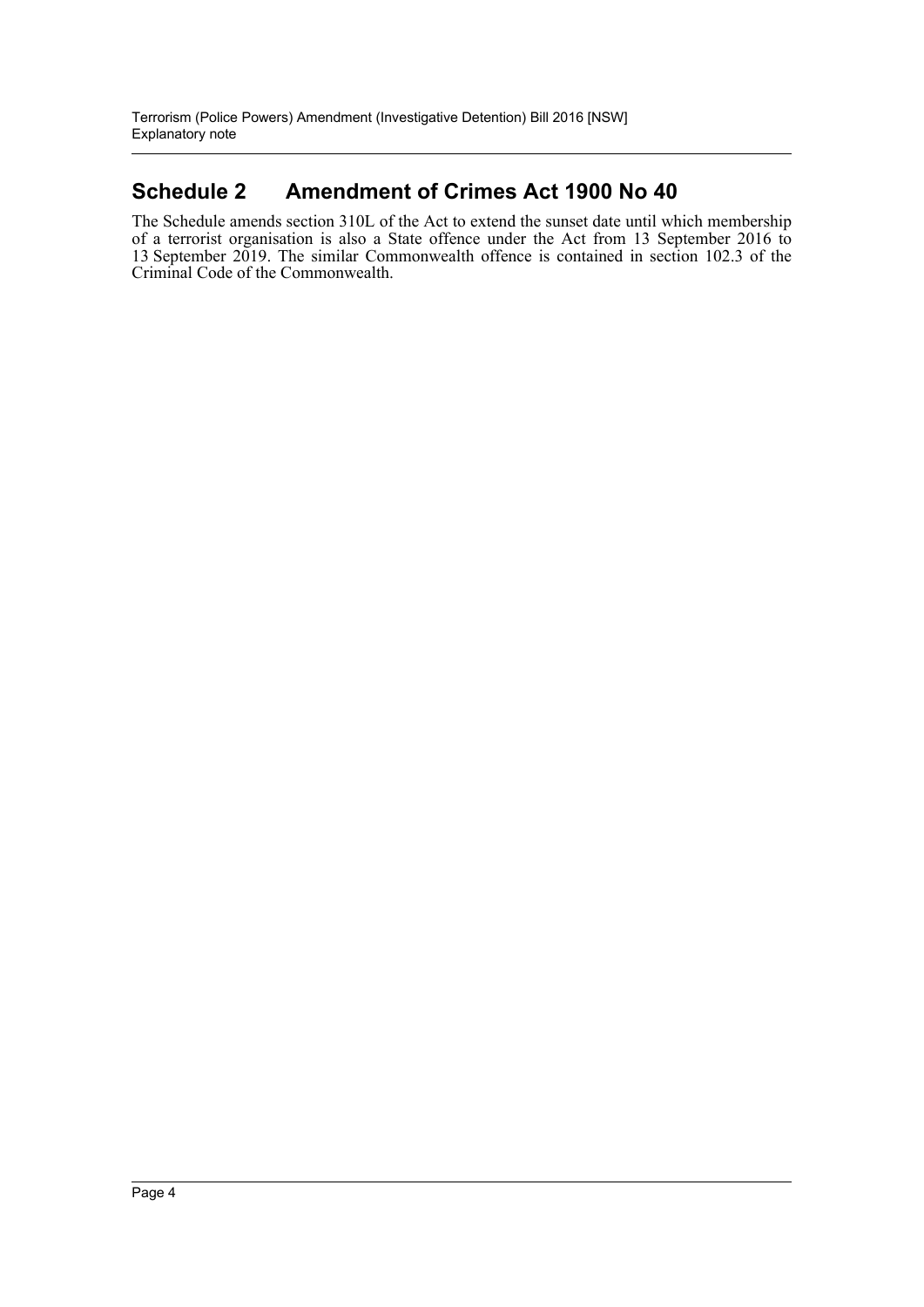## Schedule 2 Amendment of Crimes Act 1900 No 40

The Schedule amends section 310L of the Act to extend the sunset date until which membership of a terrorist organisation is also a State offence under the Act from 13 September 2016 to 13 September 2019. The similar Commonwealth offence is contained in section 102.3 of the Criminal Code of the Commonwealth.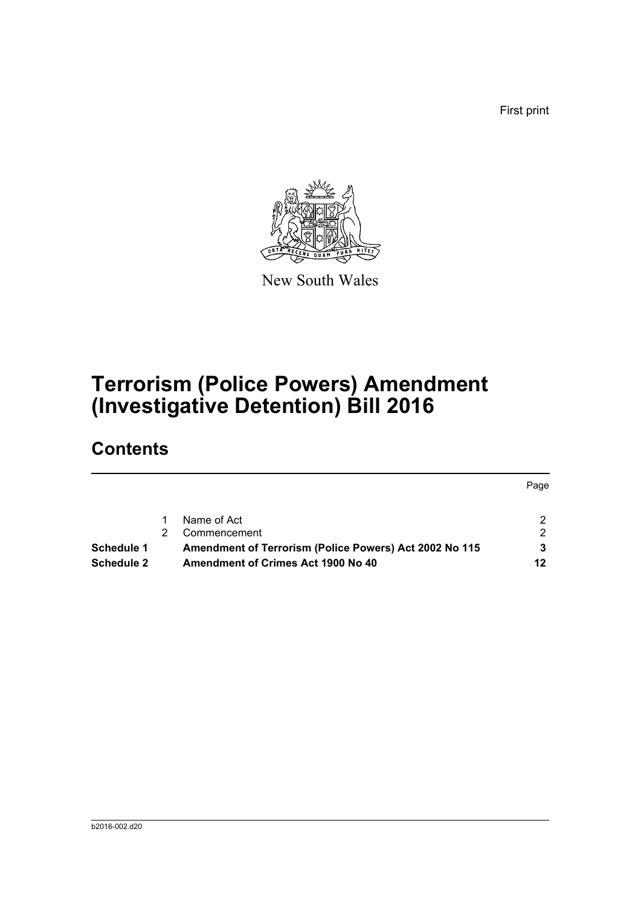First print

New South Wales

# Terrorism (Police Powers) Amendment (Investigative Detention) Bill 2016

## Contents

| | | | Page |
|---|---|---|---|
| | 1 | Name of Act | 2 |
| | 2 | Commencement | 2 |
| **Schedule 1** | | **Amendment of Terrorism (Police Powers) Act 2002 No 115** | **3** |
| **Schedule 2** | | **Amendment of Crimes Act 1900 No 40** | **12** |

b2016-002.d20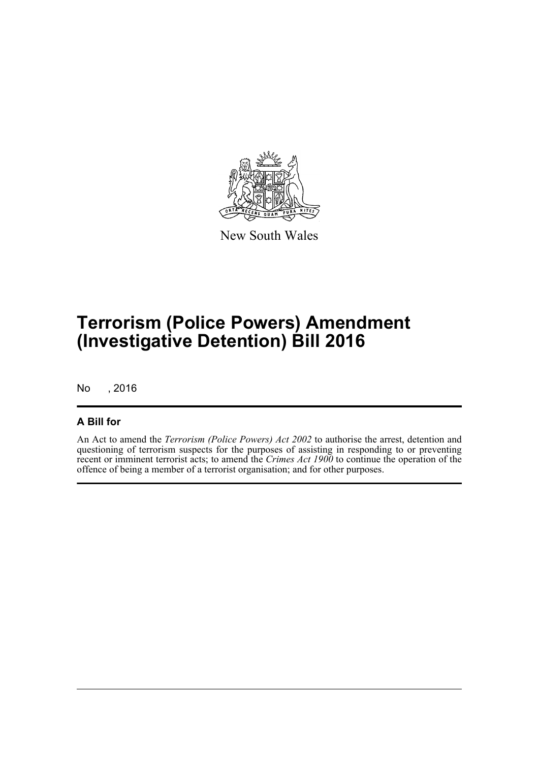New South Wales

# Terrorism (Police Powers) Amendment (Investigative Detention) Bill 2016

No , 2016

## A Bill for

An Act to amend the *Terrorism (Police Powers) Act 2002* to authorise the arrest, detention and questioning of terrorism suspects for the purposes of assisting in responding to or preventing recent or imminent terrorist acts; to amend the *Crimes Act 1900* to continue the operation of the offence of being a member of a terrorist organisation; and for other purposes.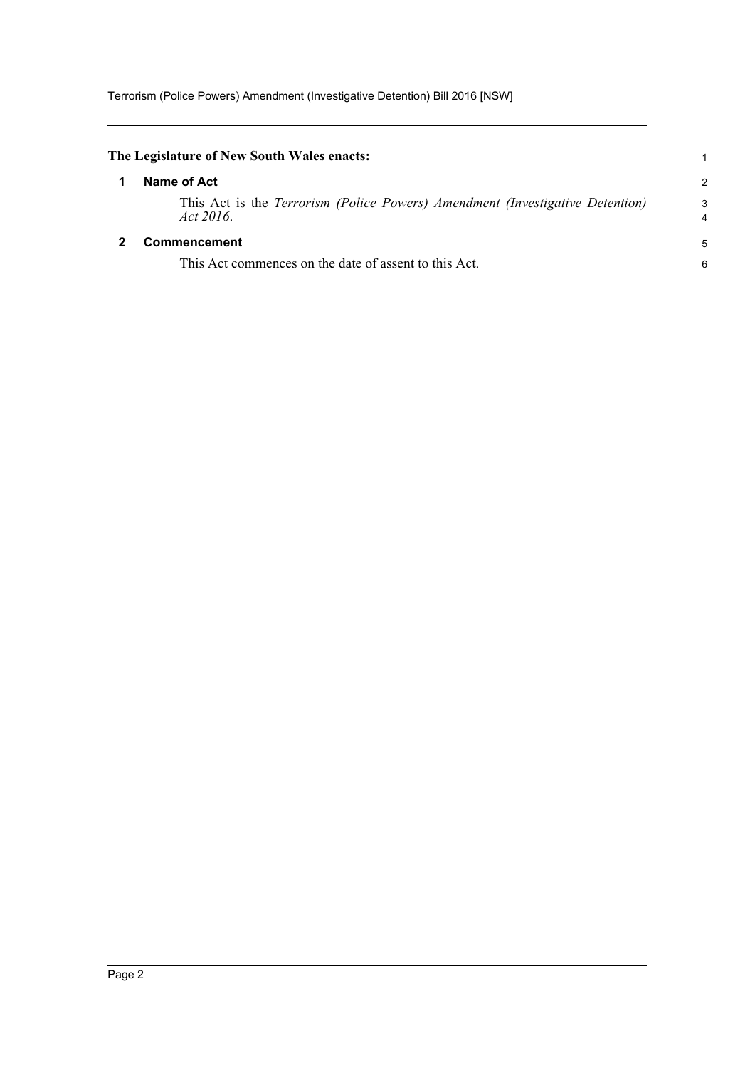**The Legislature of New South Wales enacts:**

## 1 Name of Act

This Act is the *Terrorism (Police Powers) Amendment (Investigative Detention) Act 2016*.

## 2 Commencement

This Act commences on the date of assent to this Act.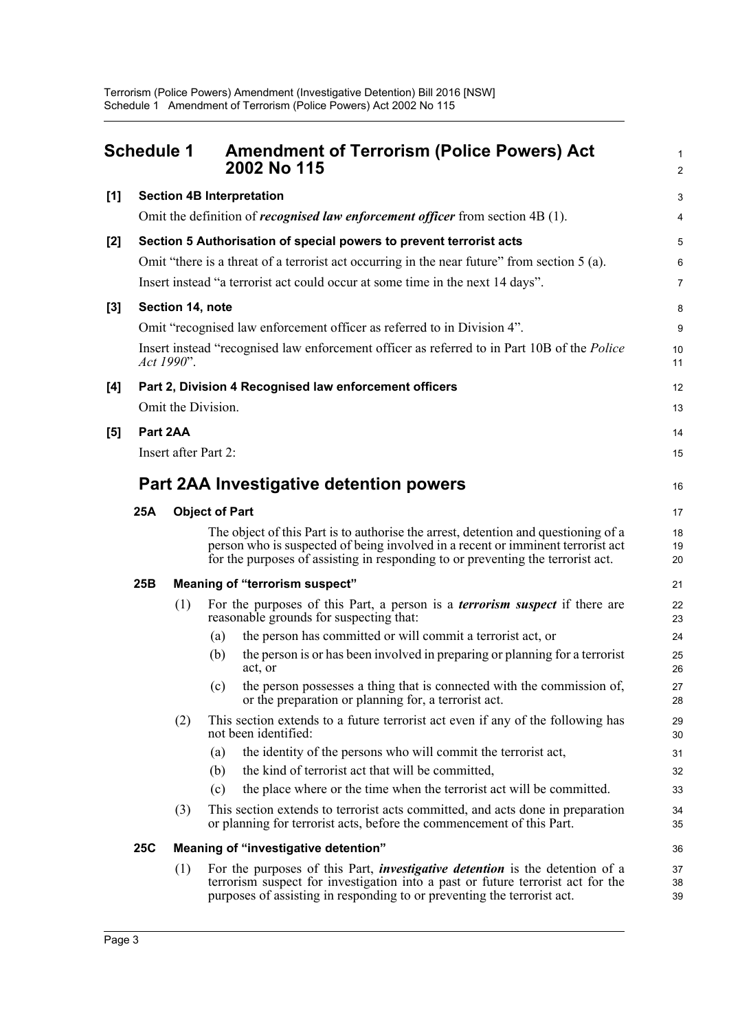# Schedule 1 Amendment of Terrorism (Police Powers) Act 2002 No 115

**[1] Section 4B Interpretation**

Omit the definition of ***recognised law enforcement officer*** from section 4B (1).

**[2] Section 5 Authorisation of special powers to prevent terrorist acts**

Omit "there is a threat of a terrorist act occurring in the near future" from section 5 (a).

Insert instead "a terrorist act could occur at some time in the next 14 days".

**[3] Section 14, note**

Omit "recognised law enforcement officer as referred to in Division 4".

Insert instead "recognised law enforcement officer as referred to in Part 10B of the *Police Act 1990*".

**[4] Part 2, Division 4 Recognised law enforcement officers**

Omit the Division.

**[5] Part 2AA**

Insert after Part 2:

## Part 2AA Investigative detention powers

**25A Object of Part**

The object of this Part is to authorise the arrest, detention and questioning of a person who is suspected of being involved in a recent or imminent terrorist act for the purposes of assisting in responding to or preventing the terrorist act.

**25B Meaning of "terrorism suspect"**

(1) For the purposes of this Part, a person is a ***terrorism suspect*** if there are reasonable grounds for suspecting that:

- (a) the person has committed or will commit a terrorist act, or
- (b) the person is or has been involved in preparing or planning for a terrorist act, or
- (c) the person possesses a thing that is connected with the commission of, or the preparation or planning for, a terrorist act.

(2) This section extends to a future terrorist act even if any of the following has not been identified:

- (a) the identity of the persons who will commit the terrorist act,
- (b) the kind of terrorist act that will be committed,
- (c) the place where or the time when the terrorist act will be committed.

(3) This section extends to terrorist acts committed, and acts done in preparation or planning for terrorist acts, before the commencement of this Part.

**25C Meaning of "investigative detention"**

(1) For the purposes of this Part, ***investigative detention*** is the detention of a terrorism suspect for investigation into a past or future terrorist act for the purposes of assisting in responding to or preventing the terrorist act.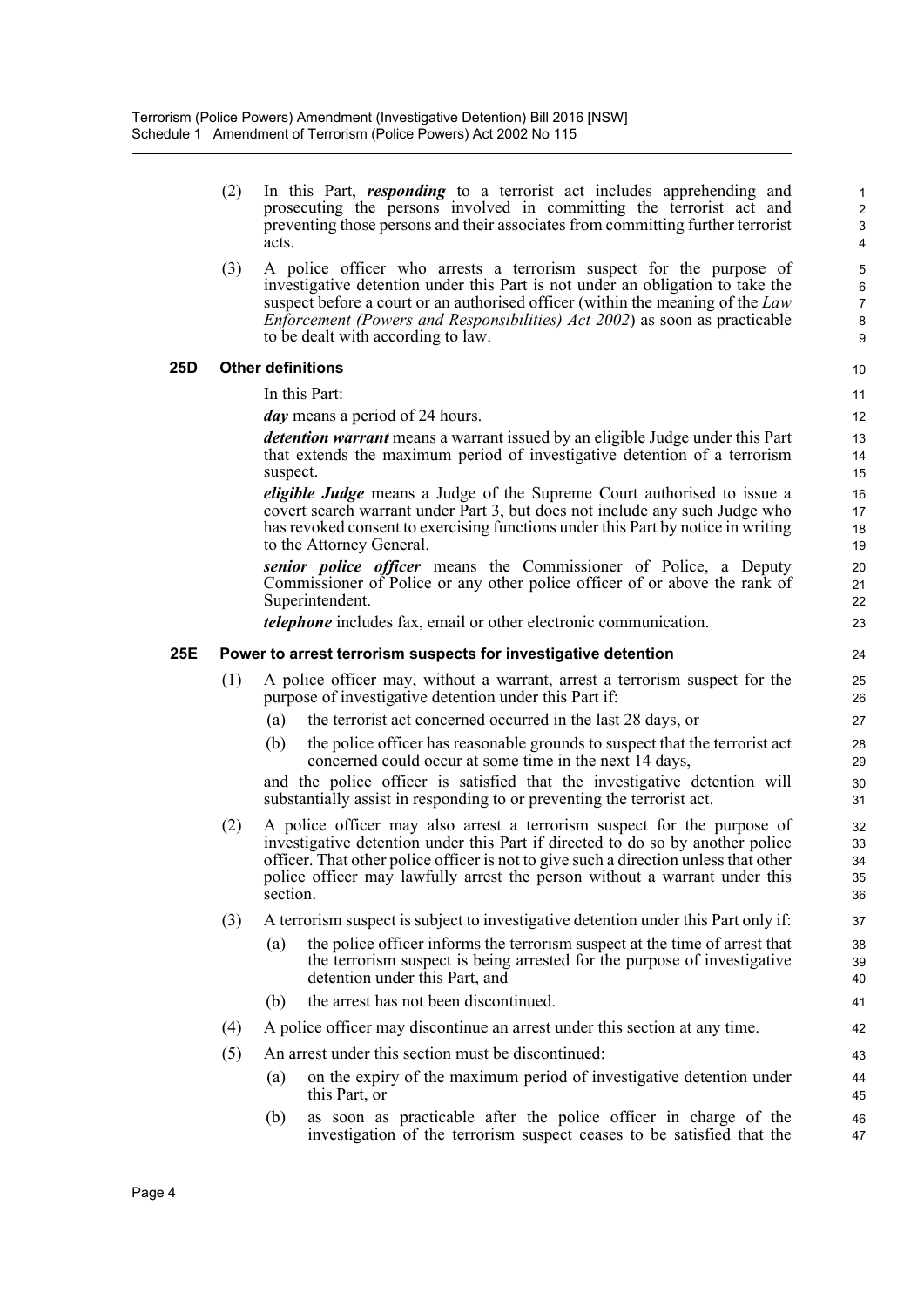(2) In this Part, ***responding*** to a terrorist act includes apprehending and prosecuting the persons involved in committing the terrorist act and preventing those persons and their associates from committing further terrorist acts.

(3) A police officer who arrests a terrorism suspect for the purpose of investigative detention under this Part is not under an obligation to take the suspect before a court or an authorised officer (within the meaning of the *Law Enforcement (Powers and Responsibilities) Act 2002*) as soon as practicable to be dealt with according to law.

### 25D Other definitions

In this Part:

***day*** means a period of 24 hours.

***detention warrant*** means a warrant issued by an eligible Judge under this Part that extends the maximum period of investigative detention of a terrorism suspect.

***eligible Judge*** means a Judge of the Supreme Court authorised to issue a covert search warrant under Part 3, but does not include any such Judge who has revoked consent to exercising functions under this Part by notice in writing to the Attorney General.

***senior police officer*** means the Commissioner of Police, a Deputy Commissioner of Police or any other police officer of or above the rank of Superintendent.

***telephone*** includes fax, email or other electronic communication.

### 25E Power to arrest terrorism suspects for investigative detention

(1) A police officer may, without a warrant, arrest a terrorism suspect for the purpose of investigative detention under this Part if:

- (a) the terrorist act concerned occurred in the last 28 days, or
- (b) the police officer has reasonable grounds to suspect that the terrorist act concerned could occur at some time in the next 14 days,

and the police officer is satisfied that the investigative detention will substantially assist in responding to or preventing the terrorist act.

(2) A police officer may also arrest a terrorism suspect for the purpose of investigative detention under this Part if directed to do so by another police officer. That other police officer is not to give such a direction unless that other police officer may lawfully arrest the person without a warrant under this section.

(3) A terrorism suspect is subject to investigative detention under this Part only if:

- (a) the police officer informs the terrorism suspect at the time of arrest that the terrorism suspect is being arrested for the purpose of investigative detention under this Part, and
- (b) the arrest has not been discontinued.

(4) A police officer may discontinue an arrest under this section at any time.

(5) An arrest under this section must be discontinued:

- (a) on the expiry of the maximum period of investigative detention under this Part, or
- (b) as soon as practicable after the police officer in charge of the investigation of the terrorism suspect ceases to be satisfied that the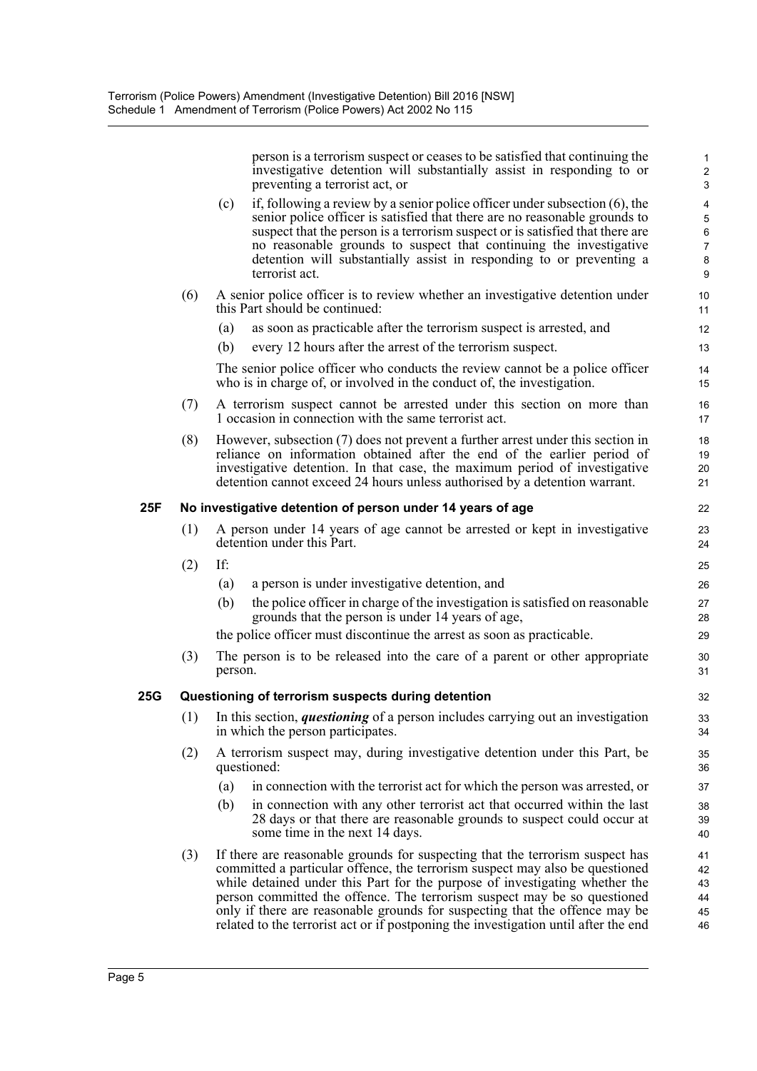person is a terrorism suspect or ceases to be satisfied that continuing the investigative detention will substantially assist in responding to or preventing a terrorist act, or

(c) if, following a review by a senior police officer under subsection (6), the senior police officer is satisfied that there are no reasonable grounds to suspect that the person is a terrorism suspect or is satisfied that there are no reasonable grounds to suspect that continuing the investigative detention will substantially assist in responding to or preventing a terrorist act.

(6) A senior police officer is to review whether an investigative detention under this Part should be continued:

(a) as soon as practicable after the terrorism suspect is arrested, and

(b) every 12 hours after the arrest of the terrorism suspect.

The senior police officer who conducts the review cannot be a police officer who is in charge of, or involved in the conduct of, the investigation.

(7) A terrorism suspect cannot be arrested under this section on more than 1 occasion in connection with the same terrorist act.

(8) However, subsection (7) does not prevent a further arrest under this section in reliance on information obtained after the end of the earlier period of investigative detention. In that case, the maximum period of investigative detention cannot exceed 24 hours unless authorised by a detention warrant.

**25F No investigative detention of person under 14 years of age**

(1) A person under 14 years of age cannot be arrested or kept in investigative detention under this Part.

(2) If:

(a) a person is under investigative detention, and

(b) the police officer in charge of the investigation is satisfied on reasonable grounds that the person is under 14 years of age,

the police officer must discontinue the arrest as soon as practicable.

(3) The person is to be released into the care of a parent or other appropriate person.

**25G Questioning of terrorism suspects during detention**

(1) In this section, ***questioning*** of a person includes carrying out an investigation in which the person participates.

(2) A terrorism suspect may, during investigative detention under this Part, be questioned:

(a) in connection with the terrorist act for which the person was arrested, or

(b) in connection with any other terrorist act that occurred within the last 28 days or that there are reasonable grounds to suspect could occur at some time in the next 14 days.

(3) If there are reasonable grounds for suspecting that the terrorism suspect has committed a particular offence, the terrorism suspect may also be questioned while detained under this Part for the purpose of investigating whether the person committed the offence. The terrorism suspect may be so questioned only if there are reasonable grounds for suspecting that the offence may be related to the terrorist act or if postponing the investigation until after the end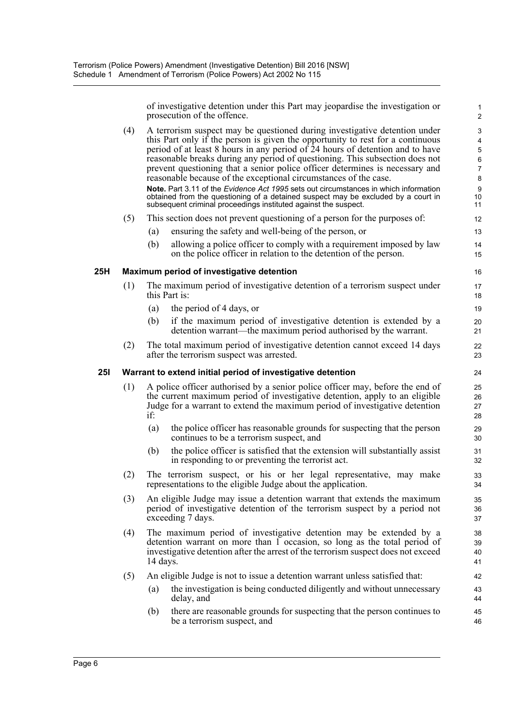of investigative detention under this Part may jeopardise the investigation or prosecution of the offence.

(4) A terrorism suspect may be questioned during investigative detention under this Part only if the person is given the opportunity to rest for a continuous period of at least 8 hours in any period of 24 hours of detention and to have reasonable breaks during any period of questioning. This subsection does not prevent questioning that a senior police officer determines is necessary and reasonable because of the exceptional circumstances of the case.

**Note.** Part 3.11 of the *Evidence Act 1995* sets out circumstances in which information obtained from the questioning of a detained suspect may be excluded by a court in subsequent criminal proceedings instituted against the suspect.

(5) This section does not prevent questioning of a person for the purposes of:

(a) ensuring the safety and well-being of the person, or

(b) allowing a police officer to comply with a requirement imposed by law on the police officer in relation to the detention of the person.

### 25H Maximum period of investigative detention

(1) The maximum period of investigative detention of a terrorism suspect under this Part is:

(a) the period of 4 days, or

(b) if the maximum period of investigative detention is extended by a detention warrant—the maximum period authorised by the warrant.

(2) The total maximum period of investigative detention cannot exceed 14 days after the terrorism suspect was arrested.

### 25I Warrant to extend initial period of investigative detention

(1) A police officer authorised by a senior police officer may, before the end of the current maximum period of investigative detention, apply to an eligible Judge for a warrant to extend the maximum period of investigative detention if:

(a) the police officer has reasonable grounds for suspecting that the person continues to be a terrorism suspect, and

(b) the police officer is satisfied that the extension will substantially assist in responding to or preventing the terrorist act.

(2) The terrorism suspect, or his or her legal representative, may make representations to the eligible Judge about the application.

(3) An eligible Judge may issue a detention warrant that extends the maximum period of investigative detention of the terrorism suspect by a period not exceeding 7 days.

(4) The maximum period of investigative detention may be extended by a detention warrant on more than 1 occasion, so long as the total period of investigative detention after the arrest of the terrorism suspect does not exceed 14 days.

(5) An eligible Judge is not to issue a detention warrant unless satisfied that:

(a) the investigation is being conducted diligently and without unnecessary delay, and

(b) there are reasonable grounds for suspecting that the person continues to be a terrorism suspect, and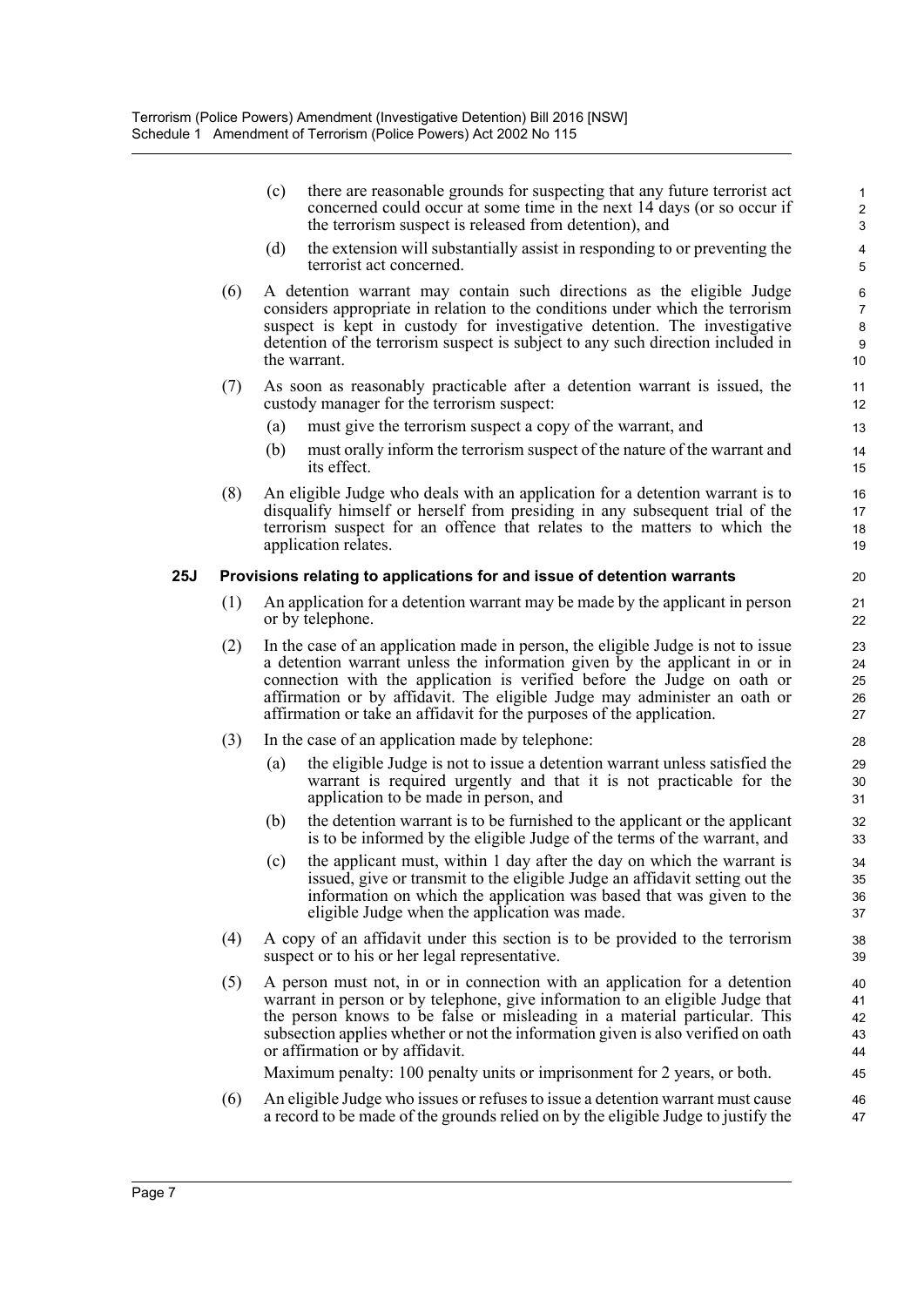(c) there are reasonable grounds for suspecting that any future terrorist act concerned could occur at some time in the next 14 days (or so occur if the terrorism suspect is released from detention), and

(d) the extension will substantially assist in responding to or preventing the terrorist act concerned.

(6) A detention warrant may contain such directions as the eligible Judge considers appropriate in relation to the conditions under which the terrorism suspect is kept in custody for investigative detention. The investigative detention of the terrorism suspect is subject to any such direction included in the warrant.

(7) As soon as reasonably practicable after a detention warrant is issued, the custody manager for the terrorism suspect:

(a) must give the terrorism suspect a copy of the warrant, and

(b) must orally inform the terrorism suspect of the nature of the warrant and its effect.

(8) An eligible Judge who deals with an application for a detention warrant is to disqualify himself or herself from presiding in any subsequent trial of the terrorism suspect for an offence that relates to the matters to which the application relates.

**25J Provisions relating to applications for and issue of detention warrants**

(1) An application for a detention warrant may be made by the applicant in person or by telephone.

(2) In the case of an application made in person, the eligible Judge is not to issue a detention warrant unless the information given by the applicant in or in connection with the application is verified before the Judge on oath or affirmation or by affidavit. The eligible Judge may administer an oath or affirmation or take an affidavit for the purposes of the application.

(3) In the case of an application made by telephone:

(a) the eligible Judge is not to issue a detention warrant unless satisfied the warrant is required urgently and that it is not practicable for the application to be made in person, and

(b) the detention warrant is to be furnished to the applicant or the applicant is to be informed by the eligible Judge of the terms of the warrant, and

(c) the applicant must, within 1 day after the day on which the warrant is issued, give or transmit to the eligible Judge an affidavit setting out the information on which the application was based that was given to the eligible Judge when the application was made.

(4) A copy of an affidavit under this section is to be provided to the terrorism suspect or to his or her legal representative.

(5) A person must not, in or in connection with an application for a detention warrant in person or by telephone, give information to an eligible Judge that the person knows to be false or misleading in a material particular. This subsection applies whether or not the information given is also verified on oath or affirmation or by affidavit.

Maximum penalty: 100 penalty units or imprisonment for 2 years, or both.

(6) An eligible Judge who issues or refuses to issue a detention warrant must cause a record to be made of the grounds relied on by the eligible Judge to justify the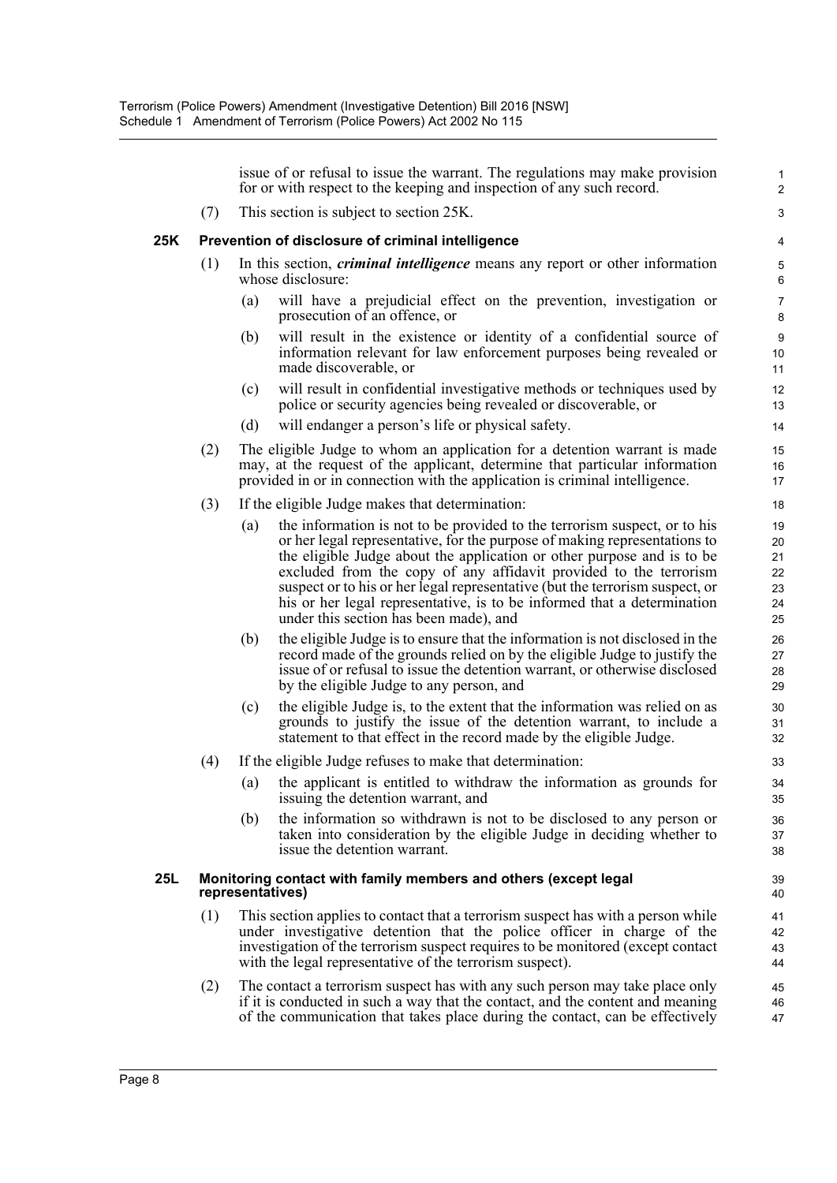issue of or refusal to issue the warrant. The regulations may make provision for or with respect to the keeping and inspection of any such record.

(7) This section is subject to section 25K.

### 25K Prevention of disclosure of criminal intelligence

(1) In this section, ***criminal intelligence*** means any report or other information whose disclosure:

(a) will have a prejudicial effect on the prevention, investigation or prosecution of an offence, or

(b) will result in the existence or identity of a confidential source of information relevant for law enforcement purposes being revealed or made discoverable, or

(c) will result in confidential investigative methods or techniques used by police or security agencies being revealed or discoverable, or

(d) will endanger a person's life or physical safety.

(2) The eligible Judge to whom an application for a detention warrant is made may, at the request of the applicant, determine that particular information provided in or in connection with the application is criminal intelligence.

(3) If the eligible Judge makes that determination:

(a) the information is not to be provided to the terrorism suspect, or to his or her legal representative, for the purpose of making representations to the eligible Judge about the application or other purpose and is to be excluded from the copy of any affidavit provided to the terrorism suspect or to his or her legal representative (but the terrorism suspect, or his or her legal representative, is to be informed that a determination under this section has been made), and

(b) the eligible Judge is to ensure that the information is not disclosed in the record made of the grounds relied on by the eligible Judge to justify the issue of or refusal to issue the detention warrant, or otherwise disclosed by the eligible Judge to any person, and

(c) the eligible Judge is, to the extent that the information was relied on as grounds to justify the issue of the detention warrant, to include a statement to that effect in the record made by the eligible Judge.

(4) If the eligible Judge refuses to make that determination:

(a) the applicant is entitled to withdraw the information as grounds for issuing the detention warrant, and

(b) the information so withdrawn is not to be disclosed to any person or taken into consideration by the eligible Judge in deciding whether to issue the detention warrant.

### 25L Monitoring contact with family members and others (except legal representatives)

(1) This section applies to contact that a terrorism suspect has with a person while under investigative detention that the police officer in charge of the investigation of the terrorism suspect requires to be monitored (except contact with the legal representative of the terrorism suspect).

(2) The contact a terrorism suspect has with any such person may take place only if it is conducted in such a way that the contact, and the content and meaning of the communication that takes place during the contact, can be effectively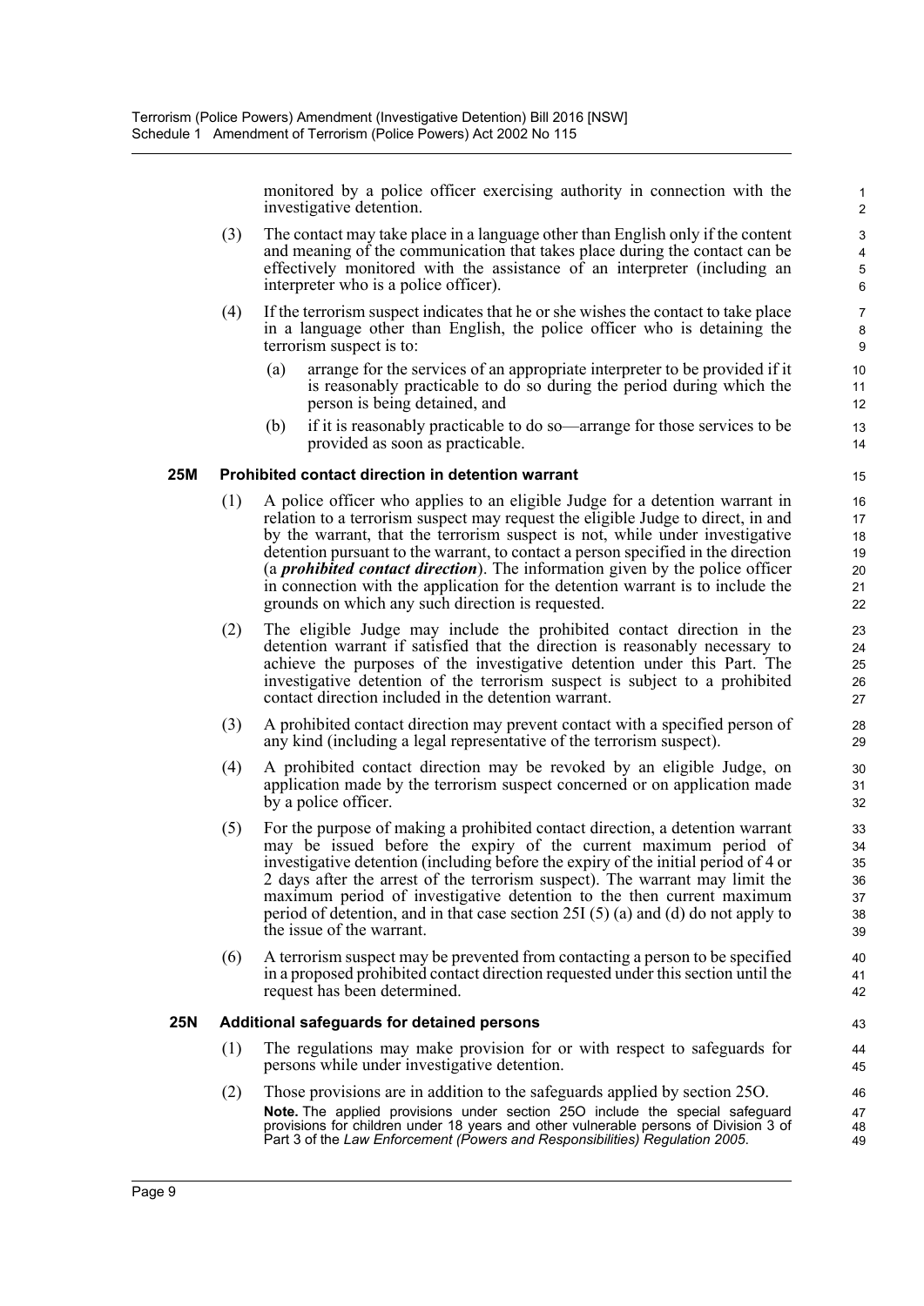monitored by a police officer exercising authority in connection with the investigative detention.

(3) The contact may take place in a language other than English only if the content and meaning of the communication that takes place during the contact can be effectively monitored with the assistance of an interpreter (including an interpreter who is a police officer).

(4) If the terrorism suspect indicates that he or she wishes the contact to take place in a language other than English, the police officer who is detaining the terrorism suspect is to:

(a) arrange for the services of an appropriate interpreter to be provided if it is reasonably practicable to do so during the period during which the person is being detained, and

(b) if it is reasonably practicable to do so—arrange for those services to be provided as soon as practicable.

### 25M Prohibited contact direction in detention warrant

(1) A police officer who applies to an eligible Judge for a detention warrant in relation to a terrorism suspect may request the eligible Judge to direct, in and by the warrant, that the terrorism suspect is not, while under investigative detention pursuant to the warrant, to contact a person specified in the direction (a ***prohibited contact direction***). The information given by the police officer in connection with the application for the detention warrant is to include the grounds on which any such direction is requested.

(2) The eligible Judge may include the prohibited contact direction in the detention warrant if satisfied that the direction is reasonably necessary to achieve the purposes of the investigative detention under this Part. The investigative detention of the terrorism suspect is subject to a prohibited contact direction included in the detention warrant.

(3) A prohibited contact direction may prevent contact with a specified person of any kind (including a legal representative of the terrorism suspect).

(4) A prohibited contact direction may be revoked by an eligible Judge, on application made by the terrorism suspect concerned or on application made by a police officer.

(5) For the purpose of making a prohibited contact direction, a detention warrant may be issued before the expiry of the current maximum period of investigative detention (including before the expiry of the initial period of 4 or 2 days after the arrest of the terrorism suspect). The warrant may limit the maximum period of investigative detention to the then current maximum period of detention, and in that case section 25I (5) (a) and (d) do not apply to the issue of the warrant.

(6) A terrorism suspect may be prevented from contacting a person to be specified in a proposed prohibited contact direction requested under this section until the request has been determined.

### 25N Additional safeguards for detained persons

(1) The regulations may make provision for or with respect to safeguards for persons while under investigative detention.

(2) Those provisions are in addition to the safeguards applied by section 25O.

**Note.** The applied provisions under section 25O include the special safeguard provisions for children under 18 years and other vulnerable persons of Division 3 of Part 3 of the *Law Enforcement (Powers and Responsibilities) Regulation 2005*.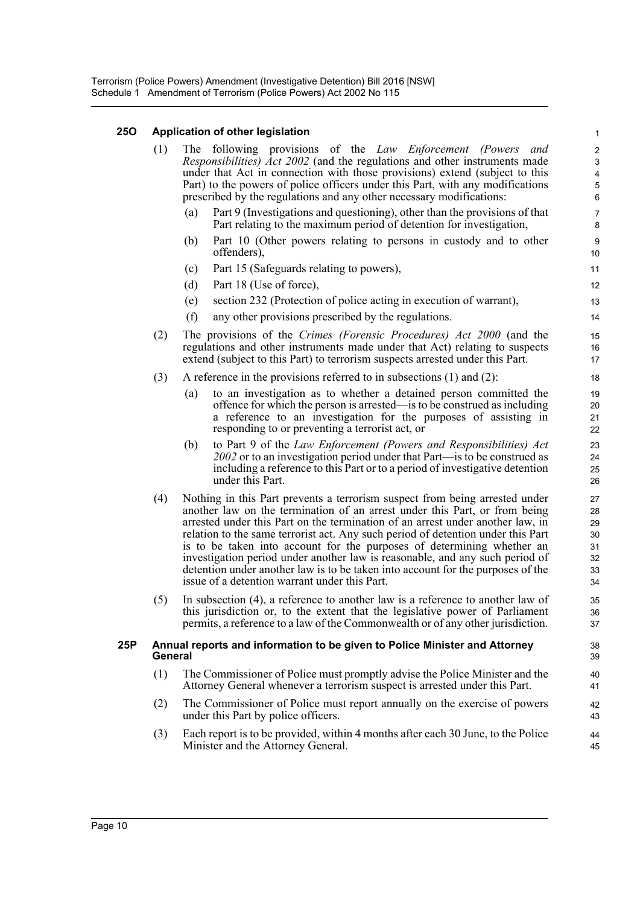### 25O Application of other legislation

(1) The following provisions of the *Law Enforcement (Powers and Responsibilities) Act 2002* (and the regulations and other instruments made under that Act in connection with those provisions) extend (subject to this Part) to the powers of police officers under this Part, with any modifications prescribed by the regulations and any other necessary modifications:

- (a) Part 9 (Investigations and questioning), other than the provisions of that Part relating to the maximum period of detention for investigation,
- (b) Part 10 (Other powers relating to persons in custody and to other offenders),
- (c) Part 15 (Safeguards relating to powers),
- (d) Part 18 (Use of force),
- (e) section 232 (Protection of police acting in execution of warrant),
- (f) any other provisions prescribed by the regulations.

(2) The provisions of the *Crimes (Forensic Procedures) Act 2000* (and the regulations and other instruments made under that Act) relating to suspects extend (subject to this Part) to terrorism suspects arrested under this Part.

(3) A reference in the provisions referred to in subsections (1) and (2):

- (a) to an investigation as to whether a detained person committed the offence for which the person is arrested—is to be construed as including a reference to an investigation for the purposes of assisting in responding to or preventing a terrorist act, or
- (b) to Part 9 of the *Law Enforcement (Powers and Responsibilities) Act 2002* or to an investigation period under that Part—is to be construed as including a reference to this Part or to a period of investigative detention under this Part.

(4) Nothing in this Part prevents a terrorism suspect from being arrested under another law on the termination of an arrest under this Part, or from being arrested under this Part on the termination of an arrest under another law, in relation to the same terrorist act. Any such period of detention under this Part is to be taken into account for the purposes of determining whether an investigation period under another law is reasonable, and any such period of detention under another law is to be taken into account for the purposes of the issue of a detention warrant under this Part.

(5) In subsection (4), a reference to another law is a reference to another law of this jurisdiction or, to the extent that the legislative power of Parliament permits, a reference to a law of the Commonwealth or of any other jurisdiction.

### 25P Annual reports and information to be given to Police Minister and Attorney General

(1) The Commissioner of Police must promptly advise the Police Minister and the Attorney General whenever a terrorism suspect is arrested under this Part.

(2) The Commissioner of Police must report annually on the exercise of powers under this Part by police officers.

(3) Each report is to be provided, within 4 months after each 30 June, to the Police Minister and the Attorney General.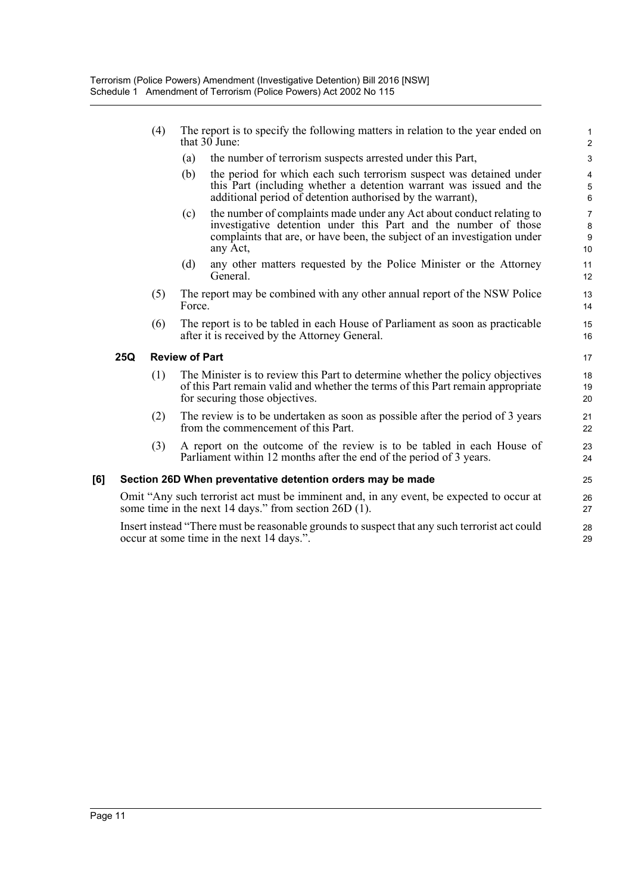(4) The report is to specify the following matters in relation to the year ended on that 30 June:

(a) the number of terrorism suspects arrested under this Part,

(b) the period for which each such terrorism suspect was detained under this Part (including whether a detention warrant was issued and the additional period of detention authorised by the warrant),

(c) the number of complaints made under any Act about conduct relating to investigative detention under this Part and the number of those complaints that are, or have been, the subject of an investigation under any Act,

(d) any other matters requested by the Police Minister or the Attorney General.

(5) The report may be combined with any other annual report of the NSW Police Force.

(6) The report is to be tabled in each House of Parliament as soon as practicable after it is received by the Attorney General.

**25Q Review of Part**

(1) The Minister is to review this Part to determine whether the policy objectives of this Part remain valid and whether the terms of this Part remain appropriate for securing those objectives.

(2) The review is to be undertaken as soon as possible after the period of 3 years from the commencement of this Part.

(3) A report on the outcome of the review is to be tabled in each House of Parliament within 12 months after the end of the period of 3 years.

**[6] Section 26D When preventative detention orders may be made**

Omit "Any such terrorist act must be imminent and, in any event, be expected to occur at some time in the next 14 days." from section 26D (1).

Insert instead "There must be reasonable grounds to suspect that any such terrorist act could occur at some time in the next 14 days.".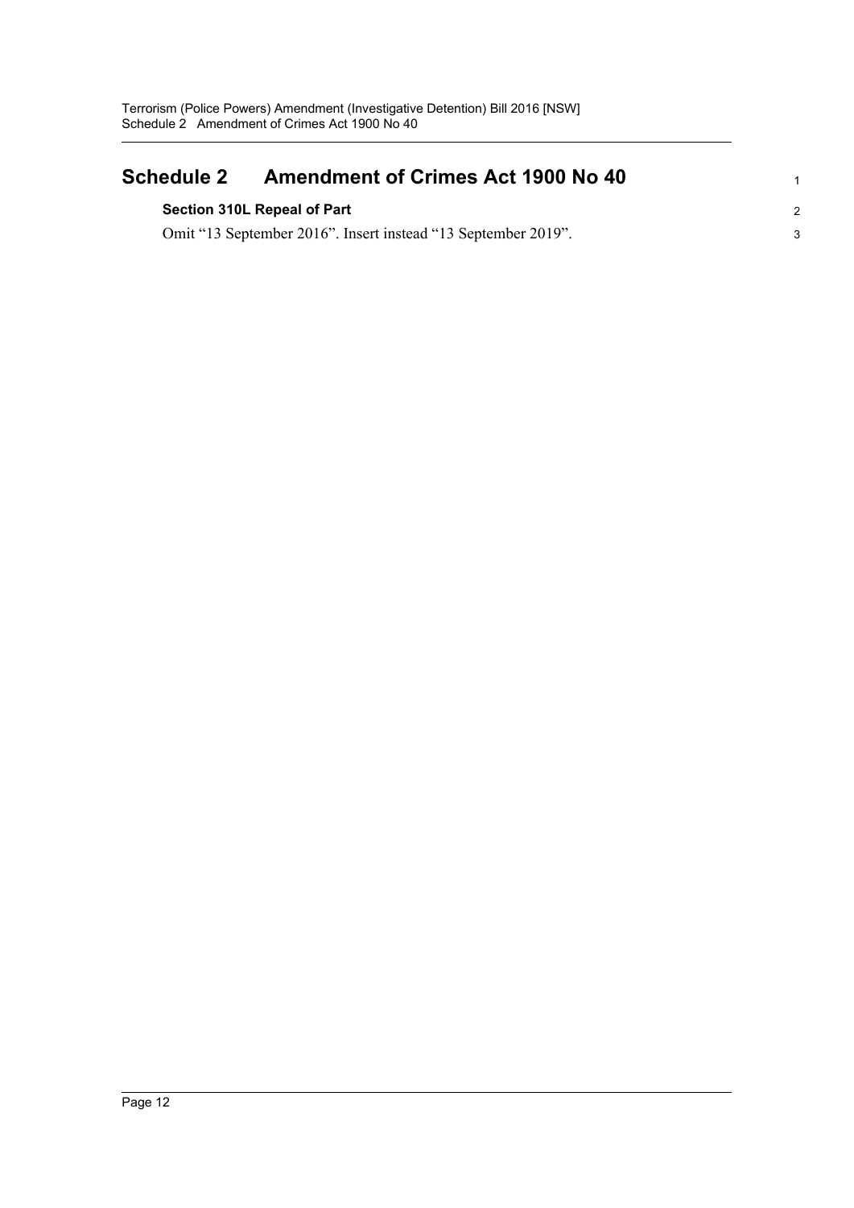# Schedule 2 Amendment of Crimes Act 1900 No 40

**Section 310L Repeal of Part**

Omit "13 September 2016". Insert instead "13 September 2019".